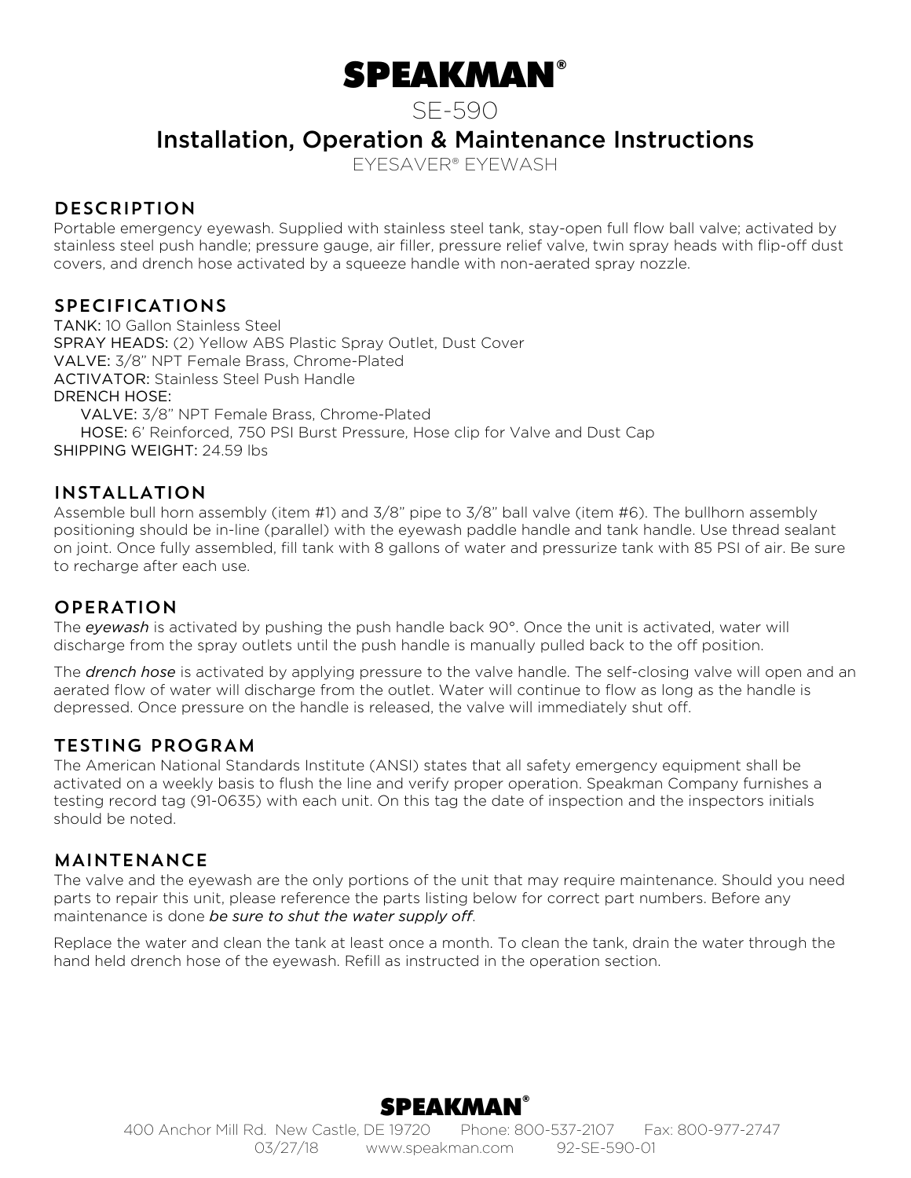# SPEAKMAN®

## SE-590

## Installation, Operation & Maintenance Instructions

EYESAVER® EYEWASH

### DESCRIPTION

Portable emergency eyewash. Supplied with stainless steel tank, stay-open full flow ball valve; activated by stainless steel push handle; pressure gauge, air filler, pressure relief valve, twin spray heads with flip-off dust covers, and drench hose activated by a squeeze handle with non-aerated spray nozzle.

### SPECIFICATIONS

TANK: 10 Gallon Stainless Steel
SPRAY HEADS: (2) Yellow ABS Plastic Spray Outlet, Dust Cover
VALVE: 3/8" NPT Female Brass, Chrome-Plated
ACTIVATOR: Stainless Steel Push Handle
DRENCH HOSE:
  VALVE: 3/8" NPT Female Brass, Chrome-Plated
  HOSE: 6' Reinforced, 750 PSI Burst Pressure, Hose clip for Valve and Dust Cap
SHIPPING WEIGHT: 24.59 lbs

### INSTALLATION

Assemble bull horn assembly (item #1) and 3/8" pipe to 3/8" ball valve (item #6). The bullhorn assembly positioning should be in-line (parallel) with the eyewash paddle handle and tank handle. Use thread sealant on joint. Once fully assembled, fill tank with 8 gallons of water and pressurize tank with 85 PSI of air. Be sure to recharge after each use.

### OPERATION

The *eyewash* is activated by pushing the push handle back 90°. Once the unit is activated, water will discharge from the spray outlets until the push handle is manually pulled back to the off position.

The *drench hose* is activated by applying pressure to the valve handle. The self-closing valve will open and an aerated flow of water will discharge from the outlet. Water will continue to flow as long as the handle is depressed. Once pressure on the handle is released, the valve will immediately shut off.

### TESTING PROGRAM

The American National Standards Institute (ANSI) states that all safety emergency equipment shall be activated on a weekly basis to flush the line and verify proper operation. Speakman Company furnishes a testing record tag (91-0635) with each unit. On this tag the date of inspection and the inspectors initials should be noted.

### MAINTENANCE

The valve and the eyewash are the only portions of the unit that may require maintenance. Should you need parts to repair this unit, please reference the parts listing below for correct part numbers. Before any maintenance is done *be sure to shut the water supply off*.

Replace the water and clean the tank at least once a month. To clean the tank, drain the water through the hand held drench hose of the eyewash. Refill as instructed in the operation section.

SPEAKMAN®
400 Anchor Mill Rd. New Castle, DE 19720  Phone: 800-537-2107  Fax: 800-977-2747
03/27/18  www.speakman.com  92-SE-590-01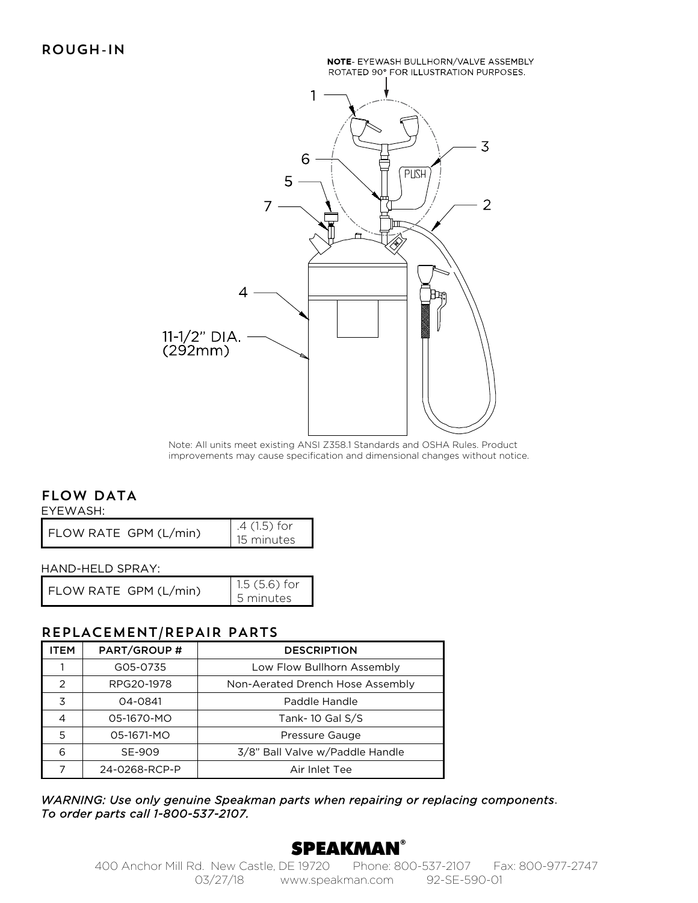## ROUGH-IN

NOTE- EYEWASH BULLHORN/VALVE ASSEMBLY ROTATED 90° FOR ILLUSTRATION PURPOSES.

1

2

3

4

5

6

7

PUSH

11-1/2" DIA. (292mm)

Note: All units meet existing ANSI Z358.1 Standards and OSHA Rules. Product improvements may cause specification and dimensional changes without notice.

## FLOW DATA

EYEWASH:

| | |
|---|---|
| FLOW RATE GPM (L/min) | .4 (1.5) for 15 minutes |

HAND-HELD SPRAY:

| | |
|---|---|
| FLOW RATE GPM (L/min) | 1.5 (5.6) for 5 minutes |

## REPLACEMENT/REPAIR PARTS

| ITEM | PART/GROUP # | DESCRIPTION |
|---|---|---|
| 1 | G05-0735 | Low Flow Bullhorn Assembly |
| 2 | RPG20-1978 | Non-Aerated Drench Hose Assembly |
| 3 | 04-0841 | Paddle Handle |
| 4 | 05-1670-MO | Tank- 10 Gal S/S |
| 5 | 05-1671-MO | Pressure Gauge |
| 6 | SE-909 | 3/8" Ball Valve w/Paddle Handle |
| 7 | 24-0268-RCP-P | Air Inlet Tee |

*WARNING: Use only genuine Speakman parts when repairing or replacing components. To order parts call 1-800-537-2107.*

**SPEAKMAN®**

400 Anchor Mill Rd. New Castle, DE 19720 Phone: 800-537-2107 Fax: 800-977-2747
03/27/18 www.speakman.com 92-SE-590-01